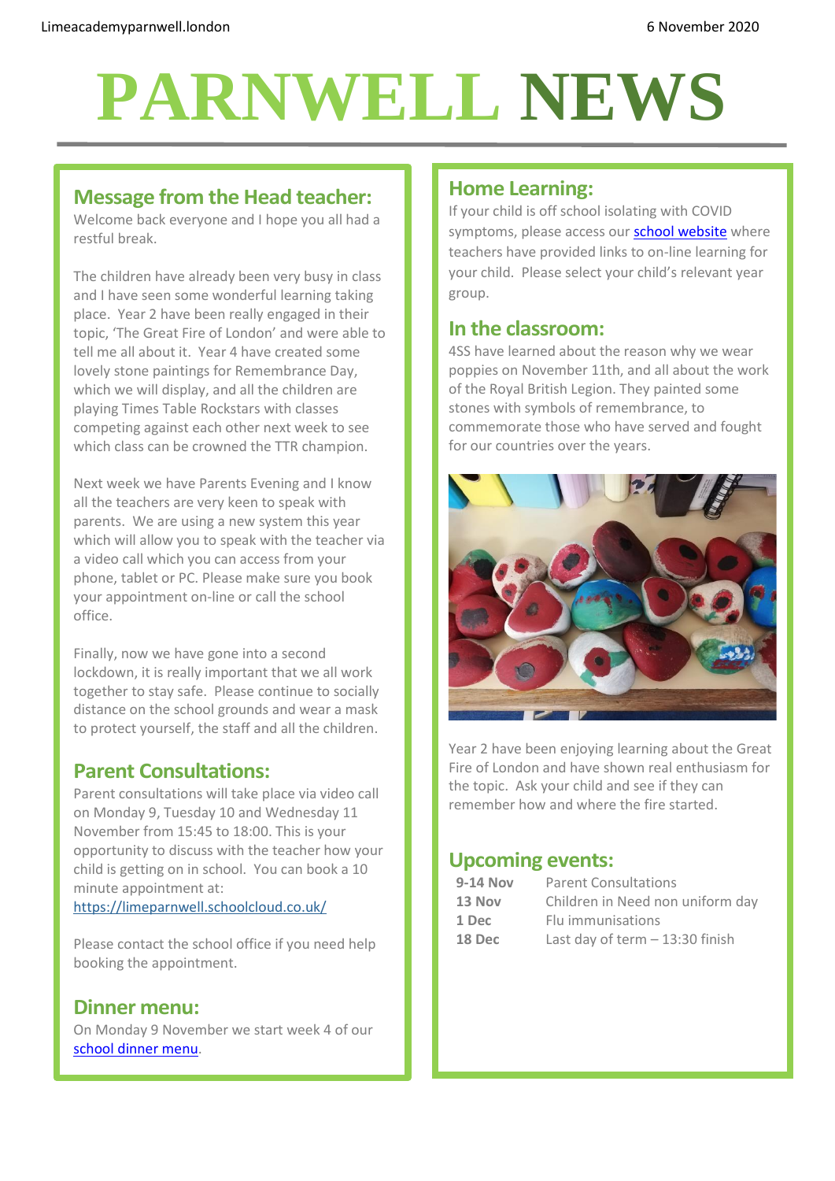Limeacademyparnwell.london

6 November 2020

# PARNWELL NEWS

## Message from the Head teacher:

Welcome back everyone and I hope you all had a restful break.

The children have already been very busy in class and I have seen some wonderful learning taking place. Year 2 have been really engaged in their topic, 'The Great Fire of London' and were able to tell me all about it. Year 4 have created some lovely stone paintings for Remembrance Day, which we will display, and all the children are playing Times Table Rockstars with classes competing against each other next week to see which class can be crowned the TTR champion.

Next week we have Parents Evening and I know all the teachers are very keen to speak with parents. We are using a new system this year which will allow you to speak with the teacher via a video call which you can access from your phone, tablet or PC. Please make sure you book your appointment on-line or call the school office.

Finally, now we have gone into a second lockdown, it is really important that we all work together to stay safe. Please continue to socially distance on the school grounds and wear a mask to protect yourself, the staff and all the children.

## Parent Consultations:

Parent consultations will take place via video call on Monday 9, Tuesday 10 and Wednesday 11 November from 15:45 to 18:00. This is your opportunity to discuss with the teacher how your child is getting on in school. You can book a 10 minute appointment at: [https://limeparnwell.schoolcloud.co.uk/](https://limeparnwell.schoolcloud.co.uk/)

Please contact the school office if you need help booking the appointment.

## Dinner menu:

On Monday 9 November we start week 4 of our school dinner menu.

## Home Learning:

If your child is off school isolating with COVID symptoms, please access our school website where teachers have provided links to on-line learning for your child. Please select your child's relevant year group.

## In the classroom:

4SS have learned about the reason why we wear poppies on November 11th, and all about the work of the Royal British Legion. They painted some stones with symbols of remembrance, to commemorate those who have served and fought for our countries over the years.

Year 2 have been enjoying learning about the Great Fire of London and have shown real enthusiasm for the topic. Ask your child and see if they can remember how and where the fire started.

## Upcoming events:

| | |
|---|---|
| **9-14 Nov** | Parent Consultations |
| **13 Nov** | Children in Need non uniform day |
| **1 Dec** | Flu immunisations |
| **18 Dec** | Last day of term – 13:30 finish |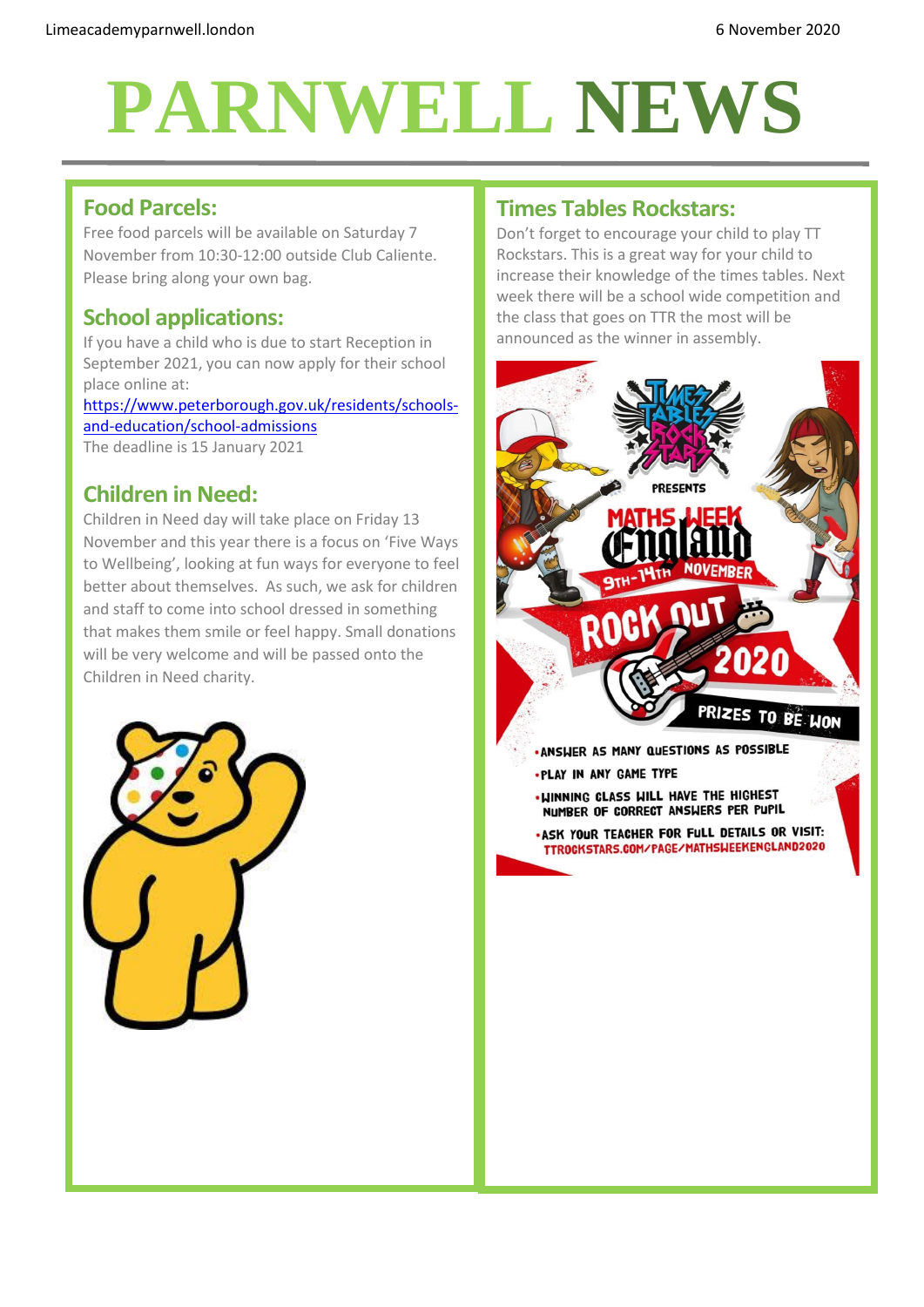Limeacademyparnwell.london

6 November 2020

# PARNWELL NEWS

## Food Parcels:

Free food parcels will be available on Saturday 7 November from 10:30-12:00 outside Club Caliente. Please bring along your own bag.

## School applications:

If you have a child who is due to start Reception in September 2021, you can now apply for their school place online at:

[https://www.peterborough.gov.uk/residents/schools-and-education/school-admissions](https://www.peterborough.gov.uk/residents/schools-and-education/school-admissions)

The deadline is 15 January 2021

## Children in Need:

Children in Need day will take place on Friday 13 November and this year there is a focus on 'Five Ways to Wellbeing', looking at fun ways for everyone to feel better about themselves. As such, we ask for children and staff to come into school dressed in something that makes them smile or feel happy. Small donations will be very welcome and will be passed onto the Children in Need charity.

## Times Tables Rockstars:

Don't forget to encourage your child to play TT Rockstars. This is a great way for your child to increase their knowledge of the times tables. Next week there will be a school wide competition and the class that goes on TTR the most will be announced as the winner in assembly.

TIMES TABLES ROCK STARS PRESENTS

MATHS WEEK England

9TH-14TH NOVEMBER

ROCK OUT 2020

PRIZES TO BE WON

- ANSWER AS MANY QUESTIONS AS POSSIBLE
- PLAY IN ANY GAME TYPE
- WINNING CLASS WILL HAVE THE HIGHEST NUMBER OF CORRECT ANSWERS PER PUPIL
- ASK YOUR TEACHER FOR FULL DETAILS OR VISIT: TTROCKSTARS.COM/PAGE/MATHSWEEKENGLAND2020